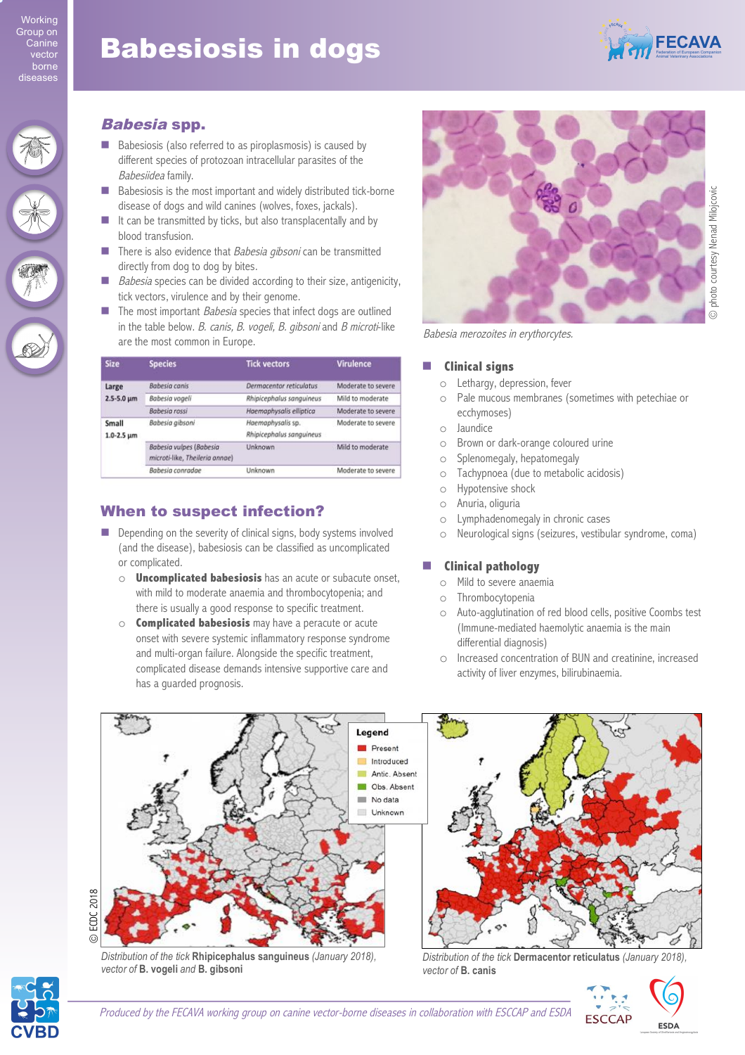# Babesiosis in dogs

## *Babesia* spp.

- Babesiosis (also referred to as piroplasmosis) is caused by different species of protozoan intracellular parasites of the *Babesiidea* family.
- Babesiosis is the most important and widely distributed tick-borne disease of dogs and wild canines (wolves, foxes, jackals).
- It can be transmitted by ticks, but also transplacentally and by blood transfusion.
- There is also evidence that *Babesia gibsoni* can be transmitted directly from dog to dog by bites.
- *Babesia* species can be divided according to their size, antigenicity, tick vectors, virulence and by their genome.
- The most important *Babesia* species that infect dogs are outlined in the table below. *B. canis*, *B. vogeli*, *B. gibsoni* and *B microti*-like are the most common in Europe.

| Size | Species | Tick vectors | Virulence |
|---|---|---|---|
| Large 2.5-5.0 µm | *Babesia canis* | *Dermacentor reticulatus* | Moderate to severe |
| | *Babesia vogeli* | *Rhipicephalus sanguineus* | Mild to moderate |
| | *Babesia rossi* | *Haemaphysalis elliptica* | Moderate to severe |
| Small 1.0-2.5 µm | *Babesia gibsoni* | *Haemaphysalis* sp. *Rhipicephalus sanguineus* | Moderate to severe |
| | *Babesia vulpes (Babesia microti-like, Theileria annae)* | Unknown | Mild to moderate |
| | *Babesia conradae* | Unknown | Moderate to severe |

*Babesia merozoites in erythrocytes.*

© photo courtesy Nenad Milojcovic

## When to suspect infection?

- Depending on the severity of clinical signs, body systems involved (and the disease), babesiosis can be classified as uncomplicated or complicated.
  - **Uncomplicated babesiosis** has an acute or subacute onset, with mild to moderate anaemia and thrombocytopenia; and there is usually a good response to specific treatment.
  - **Complicated babesiosis** may have a peracute or acute onset with severe systemic inflammatory response syndrome and multi-organ failure. Alongside the specific treatment, complicated disease demands intensive supportive care and has a guarded prognosis.

### Clinical signs

- Lethargy, depression, fever
- Pale mucous membranes (sometimes with petechiae or ecchymoses)
- Jaundice
- Brown or dark-orange coloured urine
- Splenomegaly, hepatomegaly
- Tachypnoea (due to metabolic acidosis)
- Hypotensive shock
- Anuria, oliguria
- Lymphadenomegaly in chronic cases
- Neurological signs (seizures, vestibular syndrome, coma)

### Clinical pathology

- Mild to severe anaemia
- Thrombocytopenia
- Auto-agglutination of red blood cells, positive Coombs test (Immune-mediated haemolytic anaemia is the main differential diagnosis)
- Increased concentration of BUN and creatinine, increased activity of liver enzymes, bilirubinaemia.

Legend: Present, Introduced, Antic. Absent, Obs. Absent, No data, Unknown

© ECDC 2018

*Distribution of the tick* **Rhipicephalus sanguineus** *(January 2018), vector of* **B. vogeli** *and* **B. gibsoni**

*Distribution of the tick* **Dermacentor reticulatus** *(January 2018), vector of* **B. canis**

*Produced by the FECAVA working group on canine vector-borne diseases in collaboration with ESCCAP and ESDA*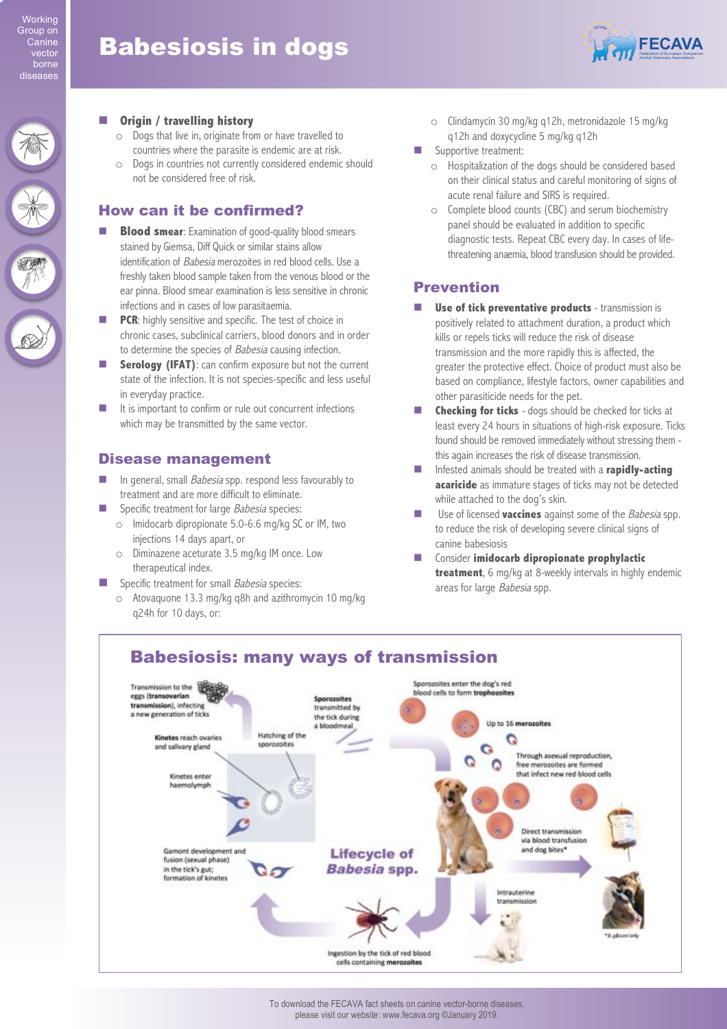# Babesiosis in dogs

- **Origin / travelling history**
  - Dogs that live in, originate from or have travelled to countries where the parasite is endemic are at risk.
  - Dogs in countries not currently considered endemic should not be considered free of risk.

## How can it be confirmed?

- **Blood smear**: Examination of good-quality blood smears stained by Giemsa, Diff Quick or similar stains allow identification of *Babesia* merozoites in red blood cells. Use a freshly taken blood sample taken from the venous blood or the ear pinna. Blood smear examination is less sensitive in chronic infections and in cases of low parasitaemia.
- **PCR**: highly sensitive and specific. The test of choice in chronic cases, subclinical carriers, blood donors and in order to determine the species of *Babesia* causing infection.
- **Serology (IFAT)**: can confirm exposure but not the current state of the infection. It is not species-specific and less useful in everyday practice.
- It is important to confirm or rule out concurrent infections which may be transmitted by the same vector.

## Disease management

- In general, small *Babesia* spp. respond less favourably to treatment and are more difficult to eliminate.
- Specific treatment for large *Babesia* species:
  - Imidocarb dipropionate 5.0-6.6 mg/kg SC or IM, two injections 14 days apart, or
  - Diminazene aceturate 3.5 mg/kg IM once. Low therapeutical index.
- Specific treatment for small *Babesia* species:
  - Atovaquone 13.3 mg/kg q8h and azithromycin 10 mg/kg q24h for 10 days, or:
  - Clindamycin 30 mg/kg q12h, metronidazole 15 mg/kg q12h and doxycycline 5 mg/kg q12h
- Supportive treatment:
  - Hospitalization of the dogs should be considered based on their clinical status and careful monitoring of signs of acute renal failure and SIRS is required.
  - Complete blood counts (CBC) and serum biochemistry panel should be evaluated in addition to specific diagnostic tests. Repeat CBC every day. In cases of life-threatening anaemia, blood transfusion should be provided.

## Prevention

- **Use of tick preventative products** - transmission is positively related to attachment duration, a product which kills or repels ticks will reduce the risk of disease transmission and the more rapidly this is affected, the greater the protective effect. Choice of product must also be based on compliance, lifestyle factors, owner capabilities and other parasiticide needs for the pet.
- **Checking for ticks** - dogs should be checked for ticks at least every 24 hours in situations of high-risk exposure. Ticks found should be removed immediately without stressing them - this again increases the risk of disease transmission.
- Infested animals should be treated with a **rapidly-acting acaricide** as immature stages of ticks may not be detected while attached to the dog's skin.
- Use of licensed **vaccines** against some of the *Babesia* spp. to reduce the risk of developing severe clinical signs of canine babesiosis
- Consider **imidocarb dipropionate prophylactic treatment**, 6 mg/kg at 8-weekly intervals in highly endemic areas for large *Babesia* spp.

## Babesiosis: many ways of transmission

Lifecycle of *Babesia* spp.

Transmission to the eggs (**transovarian transmission**), infecting a new generation of ticks

**Sporozoites** transmitted by the tick during a bloodmeal

Sporozoites enter the dog's red blood cells to form **trophozoites**

Up to 16 **merozoites**

Through asexual reproduction, free merozoites are formed that infect new red blood cells

**Kinetes** reach ovaries and salivary gland

Hatching of the sporozoites

Kinetes enter haemolymph

Gamont development and fusion (sexual phase) in the tick's gut; formation of kinetes

Direct transmission via blood transfusion and dog bites*

Intrauterine transmission

Ingestion by the tick of red blood cells containing **merozoites**

*B. gibsoni only

To download the FECAVA fact sheets on canine vector-borne diseases, please visit our website: www.fecava.org ©January 2019.